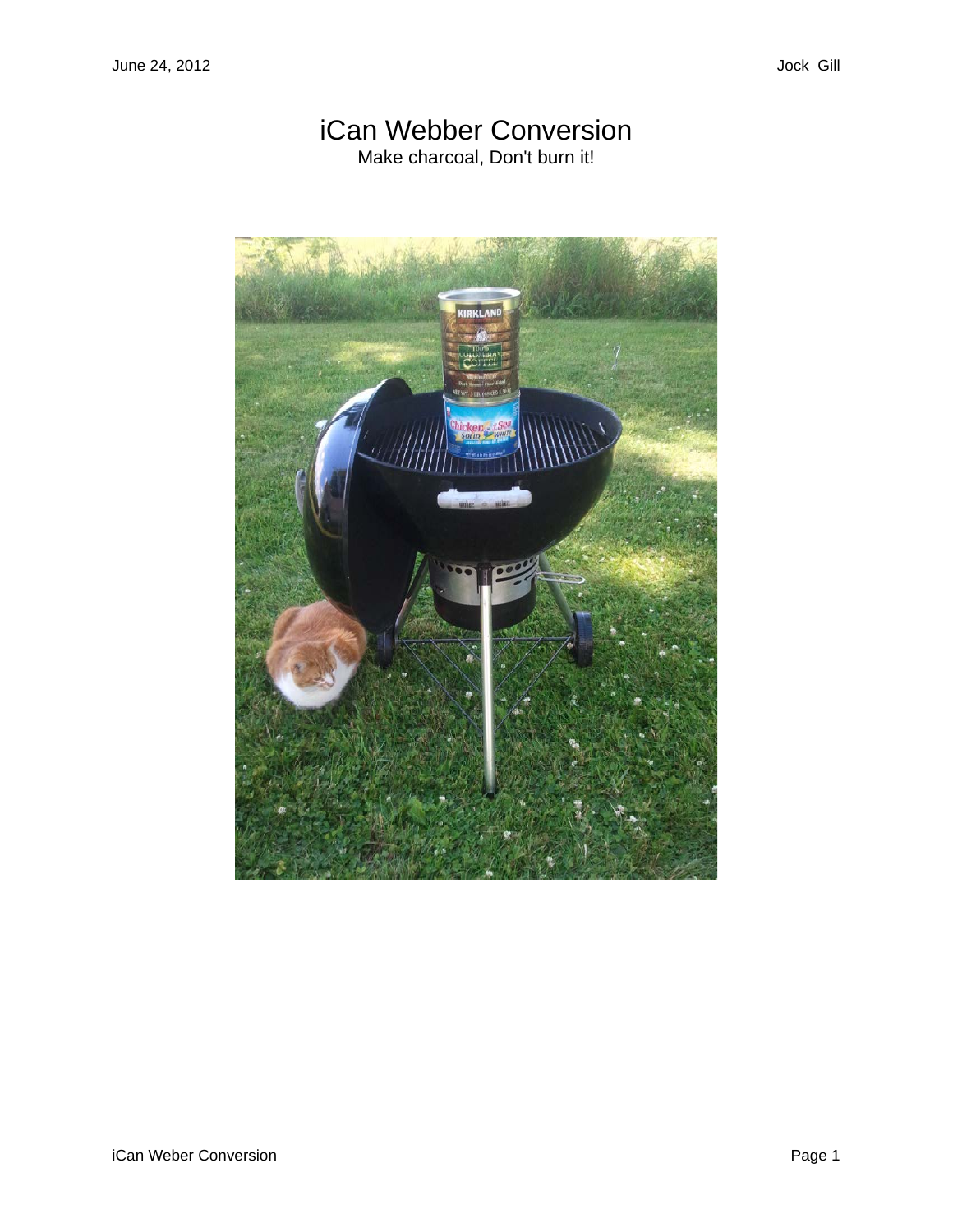# iCan Webber Conversion

Make charcoal, Don't burn it!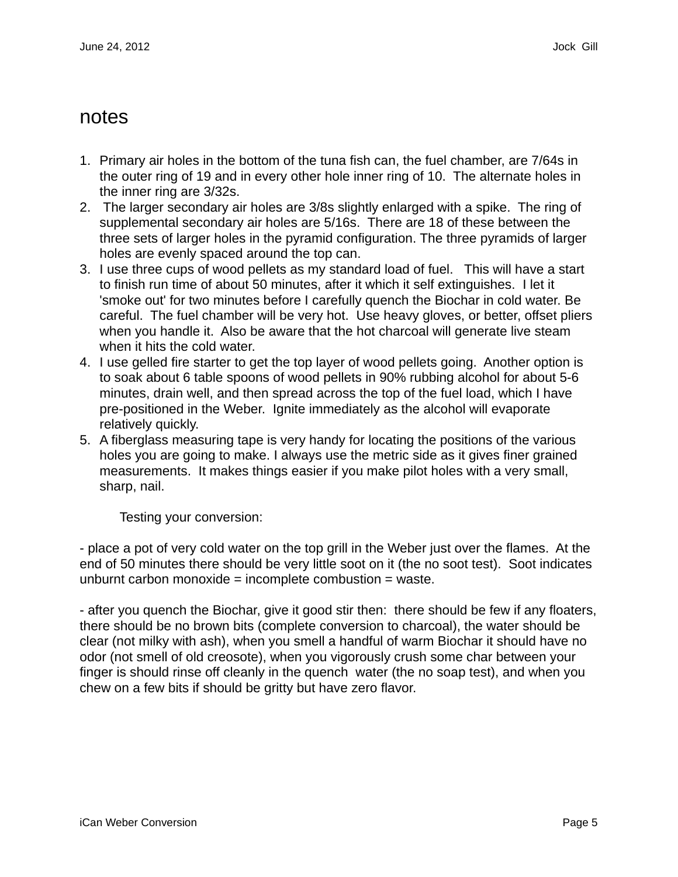## notes

1. Primary air holes in the bottom of the tuna fish can, the fuel chamber, are 7/64s in the outer ring of 19 and in every other hole inner ring of 10. The alternate holes in the inner ring are 3/32s.
2. The larger secondary air holes are 3/8s slightly enlarged with a spike. The ring of supplemental secondary air holes are 5/16s. There are 18 of these between the three sets of larger holes in the pyramid configuration. The three pyramids of larger holes are evenly spaced around the top can.
3. I use three cups of wood pellets as my standard load of fuel. This will have a start to finish run time of about 50 minutes, after it which it self extinguishes. I let it 'smoke out' for two minutes before I carefully quench the Biochar in cold water. Be careful. The fuel chamber will be very hot. Use heavy gloves, or better, offset pliers when you handle it. Also be aware that the hot charcoal will generate live steam when it hits the cold water.
4. I use gelled fire starter to get the top layer of wood pellets going. Another option is to soak about 6 table spoons of wood pellets in 90% rubbing alcohol for about 5-6 minutes, drain well, and then spread across the top of the fuel load, which I have pre-positioned in the Weber. Ignite immediately as the alcohol will evaporate relatively quickly.
5. A fiberglass measuring tape is very handy for locating the positions of the various holes you are going to make. I always use the metric side as it gives finer grained measurements. It makes things easier if you make pilot holes with a very small, sharp, nail.

Testing your conversion:

- place a pot of very cold water on the top grill in the Weber just over the flames. At the end of 50 minutes there should be very little soot on it (the no soot test). Soot indicates unburnt carbon monoxide = incomplete combustion = waste.

- after you quench the Biochar, give it good stir then: there should be few if any floaters, there should be no brown bits (complete conversion to charcoal), the water should be clear (not milky with ash), when you smell a handful of warm Biochar it should have no odor (not smell of old creosote), when you vigorously crush some char between your finger is should rinse off cleanly in the quench water (the no soap test), and when you chew on a few bits if should be gritty but have zero flavor.